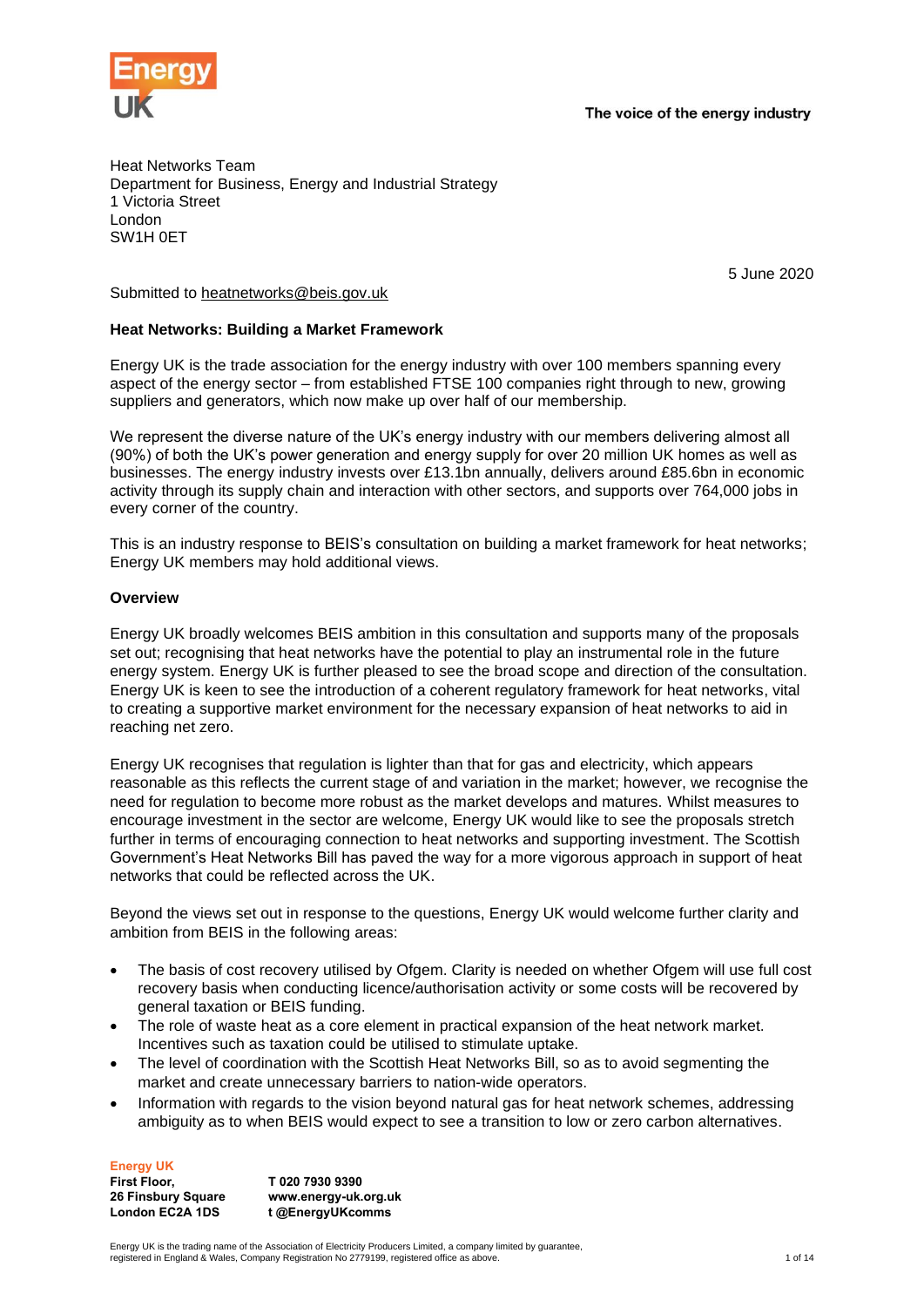Energy UK

The voice of the energy industry

Heat Networks Team
Department for Business, Energy and Industrial Strategy
1 Victoria Street
London
SW1H 0ET

5 June 2020

Submitted to heatnetworks@beis.gov.uk

**Heat Networks: Building a Market Framework**

Energy UK is the trade association for the energy industry with over 100 members spanning every aspect of the energy sector – from established FTSE 100 companies right through to new, growing suppliers and generators, which now make up over half of our membership.

We represent the diverse nature of the UK's energy industry with our members delivering almost all (90%) of both the UK's power generation and energy supply for over 20 million UK homes as well as businesses. The energy industry invests over £13.1bn annually, delivers around £85.6bn in economic activity through its supply chain and interaction with other sectors, and supports over 764,000 jobs in every corner of the country.

This is an industry response to BEIS's consultation on building a market framework for heat networks; Energy UK members may hold additional views.

**Overview**

Energy UK broadly welcomes BEIS ambition in this consultation and supports many of the proposals set out; recognising that heat networks have the potential to play an instrumental role in the future energy system. Energy UK is further pleased to see the broad scope and direction of the consultation. Energy UK is keen to see the introduction of a coherent regulatory framework for heat networks, vital to creating a supportive market environment for the necessary expansion of heat networks to aid in reaching net zero.

Energy UK recognises that regulation is lighter than that for gas and electricity, which appears reasonable as this reflects the current stage of and variation in the market; however, we recognise the need for regulation to become more robust as the market develops and matures. Whilst measures to encourage investment in the sector are welcome, Energy UK would like to see the proposals stretch further in terms of encouraging connection to heat networks and supporting investment. The Scottish Government's Heat Networks Bill has paved the way for a more vigorous approach in support of heat networks that could be reflected across the UK.

Beyond the views set out in response to the questions, Energy UK would welcome further clarity and ambition from BEIS in the following areas:

- The basis of cost recovery utilised by Ofgem. Clarity is needed on whether Ofgem will use full cost recovery basis when conducting licence/authorisation activity or some costs will be recovered by general taxation or BEIS funding.
- The role of waste heat as a core element in practical expansion of the heat network market. Incentives such as taxation could be utilised to stimulate uptake.
- The level of coordination with the Scottish Heat Networks Bill, so as to avoid segmenting the market and create unnecessary barriers to nation-wide operators.
- Information with regards to the vision beyond natural gas for heat network schemes, addressing ambiguity as to when BEIS would expect to see a transition to low or zero carbon alternatives.

**Energy UK**
**First Floor,**
**26 Finsbury Square**
**London EC2A 1DS**

**T 020 7930 9390**
**www.energy-uk.org.uk**
**t @EnergyUKcomms**

Energy UK is the trading name of the Association of Electricity Producers Limited, a company limited by guarantee, registered in England & Wales, Company Registration No 2779199, registered office as above.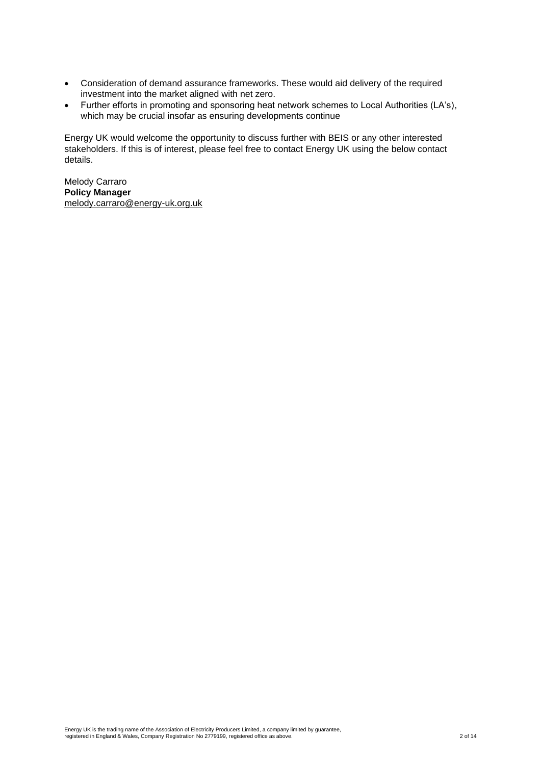- Consideration of demand assurance frameworks. These would aid delivery of the required investment into the market aligned with net zero.
- Further efforts in promoting and sponsoring heat network schemes to Local Authorities (LA's), which may be crucial insofar as ensuring developments continue

Energy UK would welcome the opportunity to discuss further with BEIS or any other interested stakeholders. If this is of interest, please feel free to contact Energy UK using the below contact details.

Melody Carraro
**Policy Manager**
melody.carraro@energy-uk.org.uk

Energy UK is the trading name of the Association of Electricity Producers Limited, a company limited by guarantee, registered in England & Wales, Company Registration No 2779199, registered office as above.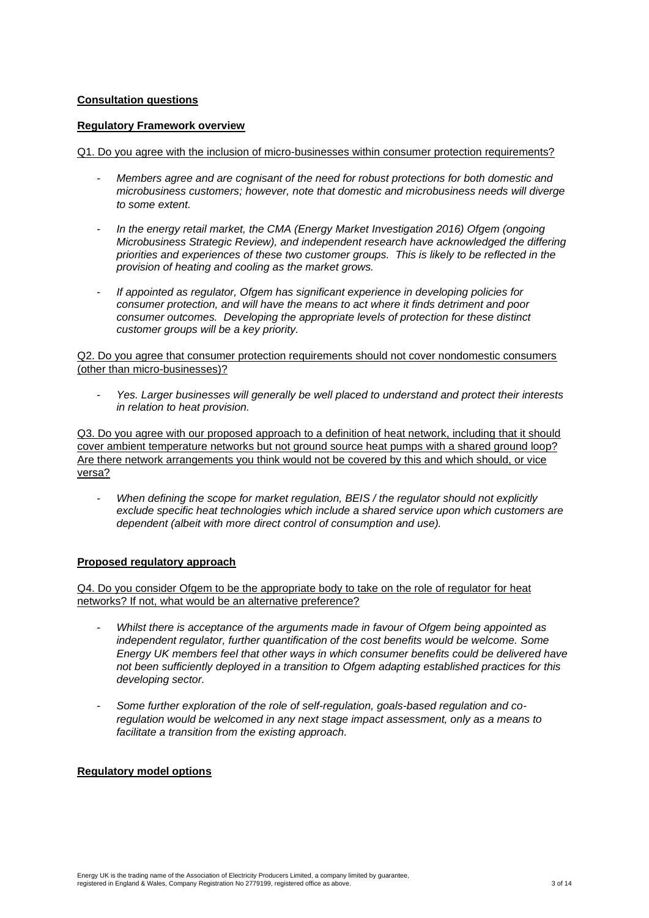**Consultation questions**

**Regulatory Framework overview**

Q1. Do you agree with the inclusion of micro-businesses within consumer protection requirements?

- *Members agree and are cognisant of the need for robust protections for both domestic and microbusiness customers; however, note that domestic and microbusiness needs will diverge to some extent.*

- *In the energy retail market, the CMA (Energy Market Investigation 2016) Ofgem (ongoing Microbusiness Strategic Review), and independent research have acknowledged the differing priorities and experiences of these two customer groups. This is likely to be reflected in the provision of heating and cooling as the market grows.*

- *If appointed as regulator, Ofgem has significant experience in developing policies for consumer protection, and will have the means to act where it finds detriment and poor consumer outcomes. Developing the appropriate levels of protection for these distinct customer groups will be a key priority.*

Q2. Do you agree that consumer protection requirements should not cover nondomestic consumers (other than micro-businesses)?

- *Yes. Larger businesses will generally be well placed to understand and protect their interests in relation to heat provision.*

Q3. Do you agree with our proposed approach to a definition of heat network, including that it should cover ambient temperature networks but not ground source heat pumps with a shared ground loop? Are there network arrangements you think would not be covered by this and which should, or vice versa?

- *When defining the scope for market regulation, BEIS / the regulator should not explicitly exclude specific heat technologies which include a shared service upon which customers are dependent (albeit with more direct control of consumption and use).*

**Proposed regulatory approach**

Q4. Do you consider Ofgem to be the appropriate body to take on the role of regulator for heat networks? If not, what would be an alternative preference?

- *Whilst there is acceptance of the arguments made in favour of Ofgem being appointed as independent regulator, further quantification of the cost benefits would be welcome. Some Energy UK members feel that other ways in which consumer benefits could be delivered have not been sufficiently deployed in a transition to Ofgem adapting established practices for this developing sector.*

- *Some further exploration of the role of self-regulation, goals-based regulation and co-regulation would be welcomed in any next stage impact assessment, only as a means to facilitate a transition from the existing approach.*

**Regulatory model options**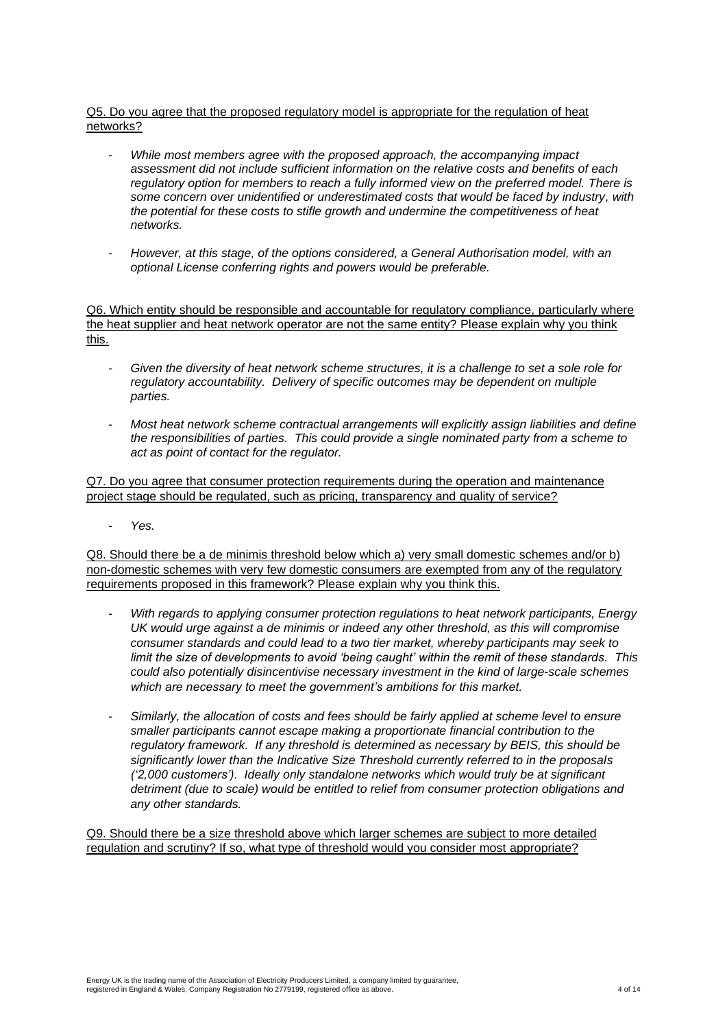Q5. Do you agree that the proposed regulatory model is appropriate for the regulation of heat networks?

- *While most members agree with the proposed approach, the accompanying impact assessment did not include sufficient information on the relative costs and benefits of each regulatory option for members to reach a fully informed view on the preferred model. There is some concern over unidentified or underestimated costs that would be faced by industry, with the potential for these costs to stifle growth and undermine the competitiveness of heat networks.*

- *However, at this stage, of the options considered, a General Authorisation model, with an optional License conferring rights and powers would be preferable.*

Q6. Which entity should be responsible and accountable for regulatory compliance, particularly where the heat supplier and heat network operator are not the same entity? Please explain why you think this.

- *Given the diversity of heat network scheme structures, it is a challenge to set a sole role for regulatory accountability. Delivery of specific outcomes may be dependent on multiple parties.*

- *Most heat network scheme contractual arrangements will explicitly assign liabilities and define the responsibilities of parties. This could provide a single nominated party from a scheme to act as point of contact for the regulator.*

Q7. Do you agree that consumer protection requirements during the operation and maintenance project stage should be regulated, such as pricing, transparency and quality of service?

- *Yes.*

Q8. Should there be a de minimis threshold below which a) very small domestic schemes and/or b) non-domestic schemes with very few domestic consumers are exempted from any of the regulatory requirements proposed in this framework? Please explain why you think this.

- *With regards to applying consumer protection regulations to heat network participants, Energy UK would urge against a de minimis or indeed any other threshold, as this will compromise consumer standards and could lead to a two tier market, whereby participants may seek to limit the size of developments to avoid 'being caught' within the remit of these standards. This could also potentially disincentivise necessary investment in the kind of large-scale schemes which are necessary to meet the government's ambitions for this market.*

- *Similarly, the allocation of costs and fees should be fairly applied at scheme level to ensure smaller participants cannot escape making a proportionate financial contribution to the regulatory framework. If any threshold is determined as necessary by BEIS, this should be significantly lower than the Indicative Size Threshold currently referred to in the proposals ('2,000 customers'). Ideally only standalone networks which would truly be at significant detriment (due to scale) would be entitled to relief from consumer protection obligations and any other standards.*

Q9. Should there be a size threshold above which larger schemes are subject to more detailed regulation and scrutiny? If so, what type of threshold would you consider most appropriate?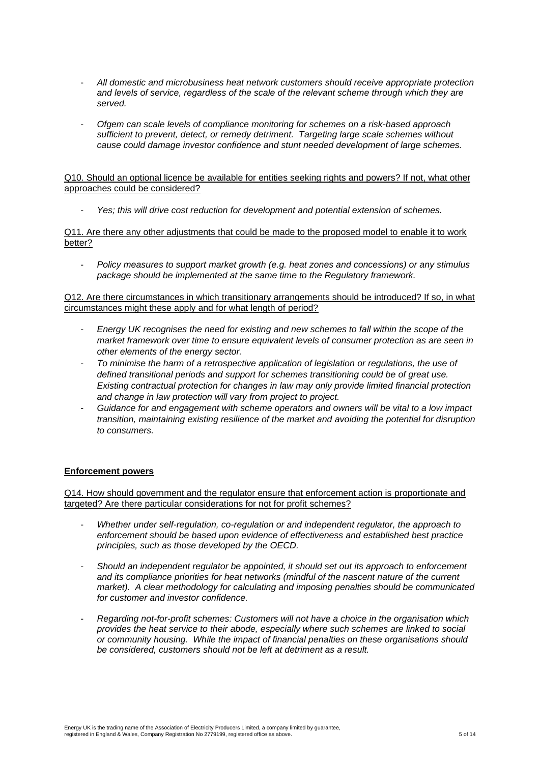- *All domestic and microbusiness heat network customers should receive appropriate protection and levels of service, regardless of the scale of the relevant scheme through which they are served.*

- *Ofgem can scale levels of compliance monitoring for schemes on a risk-based approach sufficient to prevent, detect, or remedy detriment. Targeting large scale schemes without cause could damage investor confidence and stunt needed development of large schemes.*

Q10. Should an optional licence be available for entities seeking rights and powers? If not, what other approaches could be considered?

- *Yes; this will drive cost reduction for development and potential extension of schemes.*

Q11. Are there any other adjustments that could be made to the proposed model to enable it to work better?

- *Policy measures to support market growth (e.g. heat zones and concessions) or any stimulus package should be implemented at the same time to the Regulatory framework.*

Q12. Are there circumstances in which transitionary arrangements should be introduced? If so, in what circumstances might these apply and for what length of period?

- *Energy UK recognises the need for existing and new schemes to fall within the scope of the market framework over time to ensure equivalent levels of consumer protection as are seen in other elements of the energy sector.*
- *To minimise the harm of a retrospective application of legislation or regulations, the use of defined transitional periods and support for schemes transitioning could be of great use. Existing contractual protection for changes in law may only provide limited financial protection and change in law protection will vary from project to project.*
- *Guidance for and engagement with scheme operators and owners will be vital to a low impact transition, maintaining existing resilience of the market and avoiding the potential for disruption to consumers.*

**Enforcement powers**

Q14. How should government and the regulator ensure that enforcement action is proportionate and targeted? Are there particular considerations for not for profit schemes?

- *Whether under self-regulation, co-regulation or and independent regulator, the approach to enforcement should be based upon evidence of effectiveness and established best practice principles, such as those developed by the OECD.*

- *Should an independent regulator be appointed, it should set out its approach to enforcement and its compliance priorities for heat networks (mindful of the nascent nature of the current market). A clear methodology for calculating and imposing penalties should be communicated for customer and investor confidence.*

- *Regarding not-for-profit schemes: Customers will not have a choice in the organisation which provides the heat service to their abode, especially where such schemes are linked to social or community housing. While the impact of financial penalties on these organisations should be considered, customers should not be left at detriment as a result.*

Energy UK is the trading name of the Association of Electricity Producers Limited, a company limited by guarantee, registered in England & Wales, Company Registration No 2779199, registered office as above.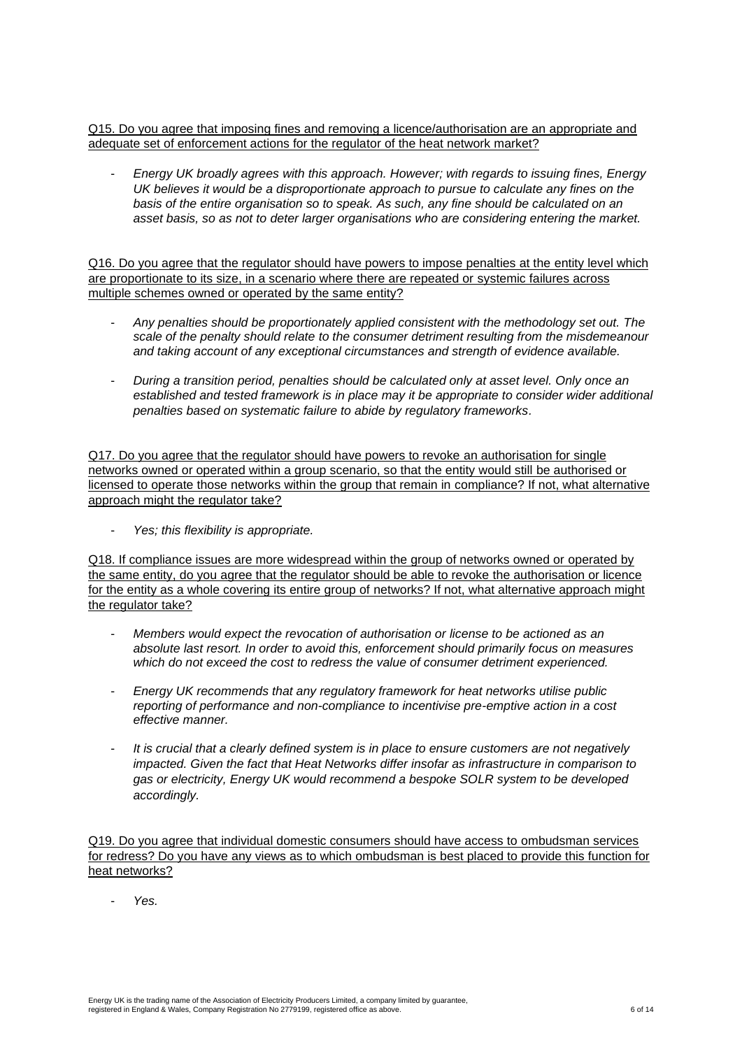Q15. Do you agree that imposing fines and removing a licence/authorisation are an appropriate and adequate set of enforcement actions for the regulator of the heat network market?

- *Energy UK broadly agrees with this approach. However; with regards to issuing fines, Energy UK believes it would be a disproportionate approach to pursue to calculate any fines on the basis of the entire organisation so to speak. As such, any fine should be calculated on an asset basis, so as not to deter larger organisations who are considering entering the market.*

Q16. Do you agree that the regulator should have powers to impose penalties at the entity level which are proportionate to its size, in a scenario where there are repeated or systemic failures across multiple schemes owned or operated by the same entity?

- *Any penalties should be proportionately applied consistent with the methodology set out. The scale of the penalty should relate to the consumer detriment resulting from the misdemeanour and taking account of any exceptional circumstances and strength of evidence available.*
- *During a transition period, penalties should be calculated only at asset level. Only once an established and tested framework is in place may it be appropriate to consider wider additional penalties based on systematic failure to abide by regulatory frameworks.*

Q17. Do you agree that the regulator should have powers to revoke an authorisation for single networks owned or operated within a group scenario, so that the entity would still be authorised or licensed to operate those networks within the group that remain in compliance? If not, what alternative approach might the regulator take?

- *Yes; this flexibility is appropriate.*

Q18. If compliance issues are more widespread within the group of networks owned or operated by the same entity, do you agree that the regulator should be able to revoke the authorisation or licence for the entity as a whole covering its entire group of networks? If not, what alternative approach might the regulator take?

- *Members would expect the revocation of authorisation or license to be actioned as an absolute last resort. In order to avoid this, enforcement should primarily focus on measures which do not exceed the cost to redress the value of consumer detriment experienced.*
- *Energy UK recommends that any regulatory framework for heat networks utilise public reporting of performance and non-compliance to incentivise pre-emptive action in a cost effective manner.*
- *It is crucial that a clearly defined system is in place to ensure customers are not negatively impacted. Given the fact that Heat Networks differ insofar as infrastructure in comparison to gas or electricity, Energy UK would recommend a bespoke SOLR system to be developed accordingly.*

Q19. Do you agree that individual domestic consumers should have access to ombudsman services for redress? Do you have any views as to which ombudsman is best placed to provide this function for heat networks?

- *Yes.*

Energy UK is the trading name of the Association of Electricity Producers Limited, a company limited by guarantee, registered in England & Wales, Company Registration No 2779199, registered office as above.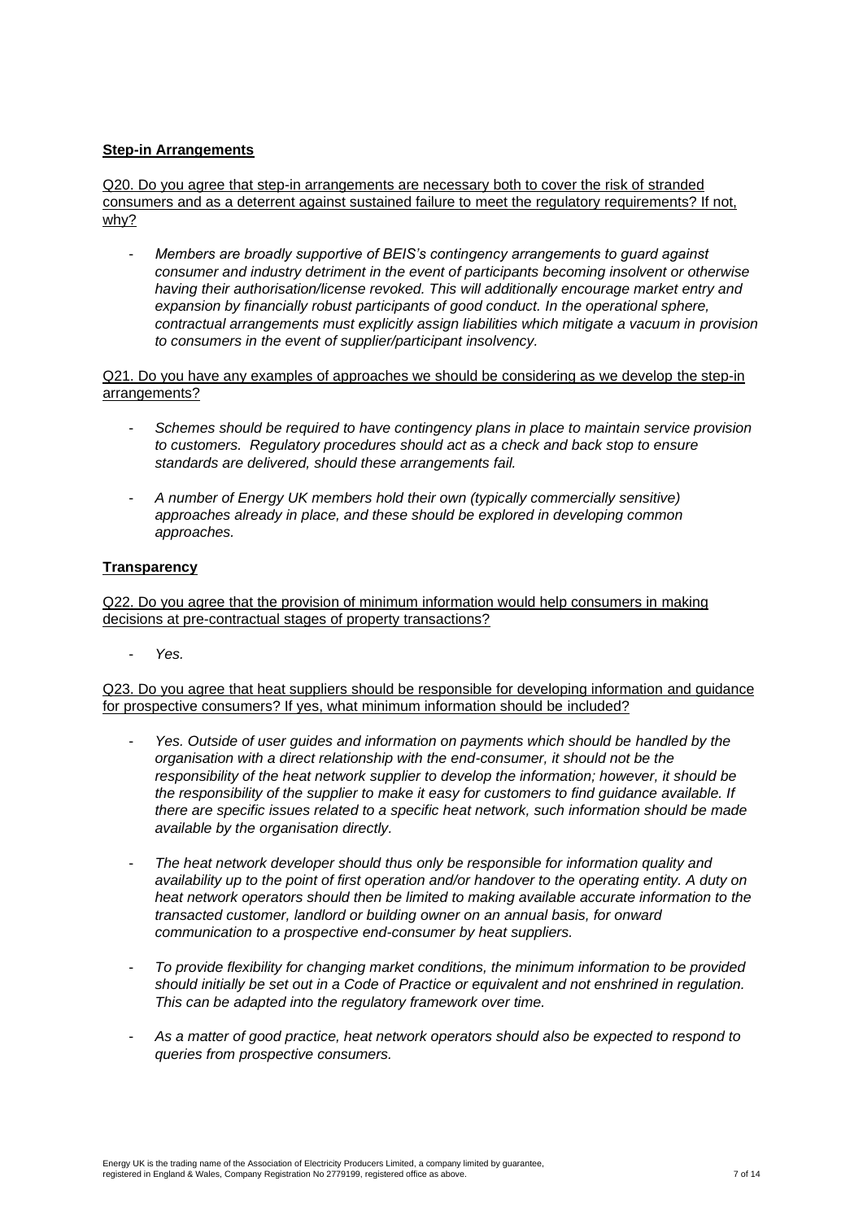**Step-in Arrangements**

Q20. Do you agree that step-in arrangements are necessary both to cover the risk of stranded consumers and as a deterrent against sustained failure to meet the regulatory requirements? If not, why?

- *Members are broadly supportive of BEIS's contingency arrangements to guard against consumer and industry detriment in the event of participants becoming insolvent or otherwise having their authorisation/license revoked. This will additionally encourage market entry and expansion by financially robust participants of good conduct. In the operational sphere, contractual arrangements must explicitly assign liabilities which mitigate a vacuum in provision to consumers in the event of supplier/participant insolvency.*

Q21. Do you have any examples of approaches we should be considering as we develop the step-in arrangements?

- *Schemes should be required to have contingency plans in place to maintain service provision to customers. Regulatory procedures should act as a check and back stop to ensure standards are delivered, should these arrangements fail.*
- *A number of Energy UK members hold their own (typically commercially sensitive) approaches already in place, and these should be explored in developing common approaches.*

**Transparency**

Q22. Do you agree that the provision of minimum information would help consumers in making decisions at pre-contractual stages of property transactions?

- *Yes.*

Q23. Do you agree that heat suppliers should be responsible for developing information and guidance for prospective consumers? If yes, what minimum information should be included?

- *Yes. Outside of user guides and information on payments which should be handled by the organisation with a direct relationship with the end-consumer, it should not be the responsibility of the heat network supplier to develop the information; however, it should be the responsibility of the supplier to make it easy for customers to find guidance available. If there are specific issues related to a specific heat network, such information should be made available by the organisation directly.*
- *The heat network developer should thus only be responsible for information quality and availability up to the point of first operation and/or handover to the operating entity. A duty on heat network operators should then be limited to making available accurate information to the transacted customer, landlord or building owner on an annual basis, for onward communication to a prospective end-consumer by heat suppliers.*
- *To provide flexibility for changing market conditions, the minimum information to be provided should initially be set out in a Code of Practice or equivalent and not enshrined in regulation. This can be adapted into the regulatory framework over time.*
- *As a matter of good practice, heat network operators should also be expected to respond to queries from prospective consumers.*

Energy UK is the trading name of the Association of Electricity Producers Limited, a company limited by guarantee, registered in England & Wales, Company Registration No 2779199, registered office as above.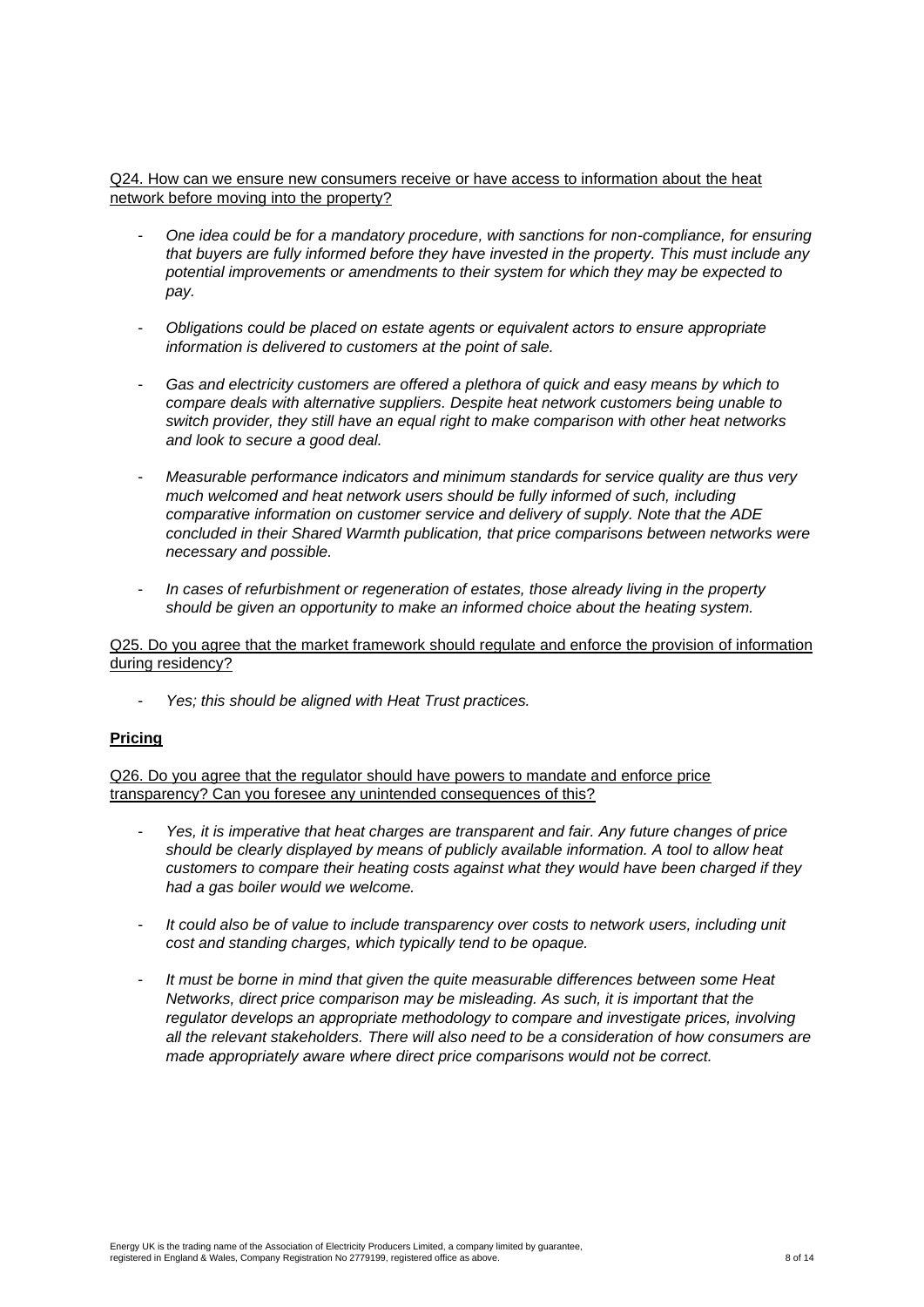Q24. How can we ensure new consumers receive or have access to information about the heat network before moving into the property?

- *One idea could be for a mandatory procedure, with sanctions for non-compliance, for ensuring that buyers are fully informed before they have invested in the property. This must include any potential improvements or amendments to their system for which they may be expected to pay.*
- *Obligations could be placed on estate agents or equivalent actors to ensure appropriate information is delivered to customers at the point of sale.*
- *Gas and electricity customers are offered a plethora of quick and easy means by which to compare deals with alternative suppliers. Despite heat network customers being unable to switch provider, they still have an equal right to make comparison with other heat networks and look to secure a good deal.*
- *Measurable performance indicators and minimum standards for service quality are thus very much welcomed and heat network users should be fully informed of such, including comparative information on customer service and delivery of supply. Note that the ADE concluded in their Shared Warmth publication, that price comparisons between networks were necessary and possible.*
- *In cases of refurbishment or regeneration of estates, those already living in the property should be given an opportunity to make an informed choice about the heating system.*

Q25. Do you agree that the market framework should regulate and enforce the provision of information during residency?

- *Yes; this should be aligned with Heat Trust practices.*

## Pricing

Q26. Do you agree that the regulator should have powers to mandate and enforce price transparency? Can you foresee any unintended consequences of this?

- *Yes, it is imperative that heat charges are transparent and fair. Any future changes of price should be clearly displayed by means of publicly available information. A tool to allow heat customers to compare their heating costs against what they would have been charged if they had a gas boiler would we welcome.*
- *It could also be of value to include transparency over costs to network users, including unit cost and standing charges, which typically tend to be opaque.*
- *It must be borne in mind that given the quite measurable differences between some Heat Networks, direct price comparison may be misleading. As such, it is important that the regulator develops an appropriate methodology to compare and investigate prices, involving all the relevant stakeholders. There will also need to be a consideration of how consumers are made appropriately aware where direct price comparisons would not be correct.*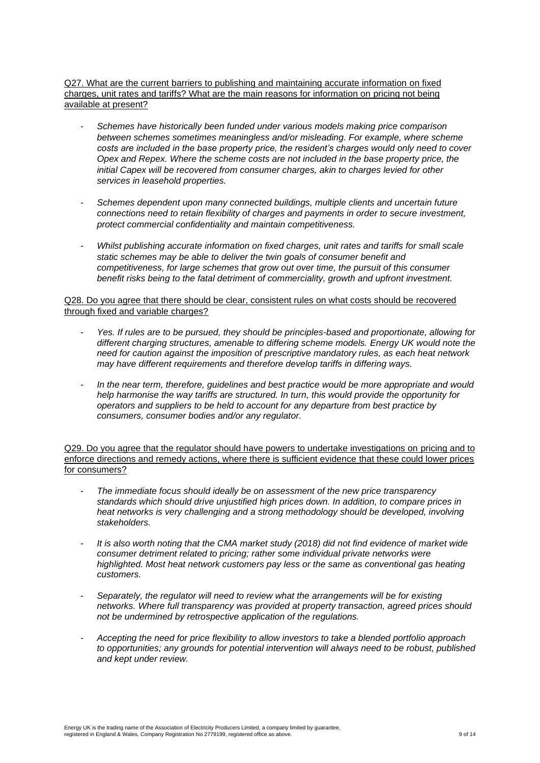Q27. What are the current barriers to publishing and maintaining accurate information on fixed charges, unit rates and tariffs? What are the main reasons for information on pricing not being available at present?

- *Schemes have historically been funded under various models making price comparison between schemes sometimes meaningless and/or misleading. For example, where scheme costs are included in the base property price, the resident's charges would only need to cover Opex and Repex. Where the scheme costs are not included in the base property price, the initial Capex will be recovered from consumer charges, akin to charges levied for other services in leasehold properties.*

- *Schemes dependent upon many connected buildings, multiple clients and uncertain future connections need to retain flexibility of charges and payments in order to secure investment, protect commercial confidentiality and maintain competitiveness.*

- *Whilst publishing accurate information on fixed charges, unit rates and tariffs for small scale static schemes may be able to deliver the twin goals of consumer benefit and competitiveness, for large schemes that grow out over time, the pursuit of this consumer benefit risks being to the fatal detriment of commerciality, growth and upfront investment.*

Q28. Do you agree that there should be clear, consistent rules on what costs should be recovered through fixed and variable charges?

- *Yes. If rules are to be pursued, they should be principles-based and proportionate, allowing for different charging structures, amenable to differing scheme models. Energy UK would note the need for caution against the imposition of prescriptive mandatory rules, as each heat network may have different requirements and therefore develop tariffs in differing ways.*

- *In the near term, therefore, guidelines and best practice would be more appropriate and would help harmonise the way tariffs are structured. In turn, this would provide the opportunity for operators and suppliers to be held to account for any departure from best practice by consumers, consumer bodies and/or any regulator.*

Q29. Do you agree that the regulator should have powers to undertake investigations on pricing and to enforce directions and remedy actions, where there is sufficient evidence that these could lower prices for consumers?

- *The immediate focus should ideally be on assessment of the new price transparency standards which should drive unjustified high prices down. In addition, to compare prices in heat networks is very challenging and a strong methodology should be developed, involving stakeholders.*

- *It is also worth noting that the CMA market study (2018) did not find evidence of market wide consumer detriment related to pricing; rather some individual private networks were highlighted. Most heat network customers pay less or the same as conventional gas heating customers.*

- *Separately, the regulator will need to review what the arrangements will be for existing networks. Where full transparency was provided at property transaction, agreed prices should not be undermined by retrospective application of the regulations.*

- *Accepting the need for price flexibility to allow investors to take a blended portfolio approach to opportunities; any grounds for potential intervention will always need to be robust, published and kept under review.*

Energy UK is the trading name of the Association of Electricity Producers Limited, a company limited by guarantee, registered in England & Wales, Company Registration No 2779199, registered office as above.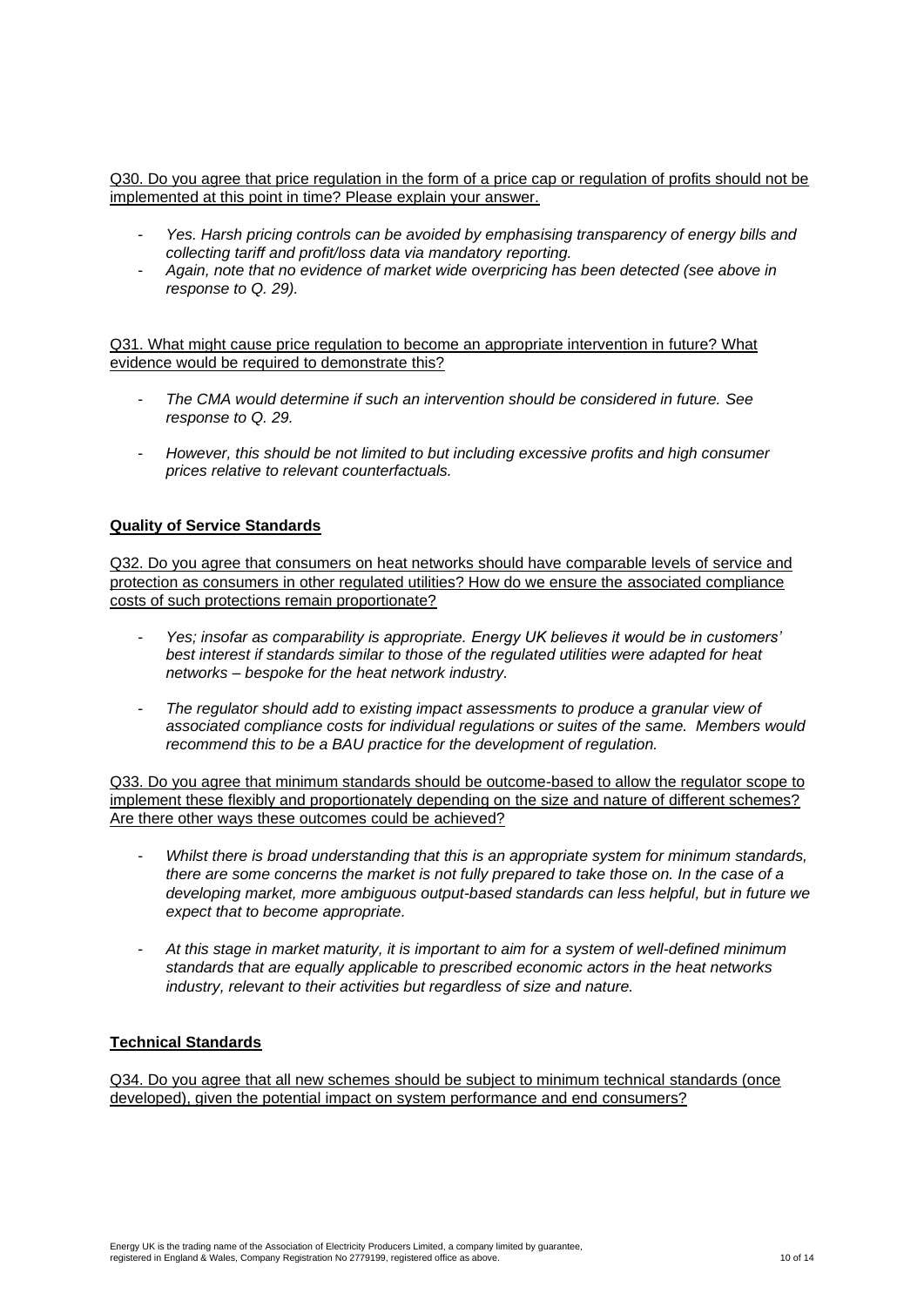Q30. Do you agree that price regulation in the form of a price cap or regulation of profits should not be implemented at this point in time? Please explain your answer.

- *Yes. Harsh pricing controls can be avoided by emphasising transparency of energy bills and collecting tariff and profit/loss data via mandatory reporting.*
- *Again, note that no evidence of market wide overpricing has been detected (see above in response to Q. 29).*

Q31. What might cause price regulation to become an appropriate intervention in future? What evidence would be required to demonstrate this?

- *The CMA would determine if such an intervention should be considered in future. See response to Q. 29.*
- *However, this should be not limited to but including excessive profits and high consumer prices relative to relevant counterfactuals.*

**Quality of Service Standards**

Q32. Do you agree that consumers on heat networks should have comparable levels of service and protection as consumers in other regulated utilities? How do we ensure the associated compliance costs of such protections remain proportionate?

- *Yes; insofar as comparability is appropriate. Energy UK believes it would be in customers' best interest if standards similar to those of the regulated utilities were adapted for heat networks – bespoke for the heat network industry.*
- *The regulator should add to existing impact assessments to produce a granular view of associated compliance costs for individual regulations or suites of the same. Members would recommend this to be a BAU practice for the development of regulation.*

Q33. Do you agree that minimum standards should be outcome-based to allow the regulator scope to implement these flexibly and proportionately depending on the size and nature of different schemes? Are there other ways these outcomes could be achieved?

- *Whilst there is broad understanding that this is an appropriate system for minimum standards, there are some concerns the market is not fully prepared to take those on. In the case of a developing market, more ambiguous output-based standards can less helpful, but in future we expect that to become appropriate.*
- *At this stage in market maturity, it is important to aim for a system of well-defined minimum standards that are equally applicable to prescribed economic actors in the heat networks industry, relevant to their activities but regardless of size and nature.*

**Technical Standards**

Q34. Do you agree that all new schemes should be subject to minimum technical standards (once developed), given the potential impact on system performance and end consumers?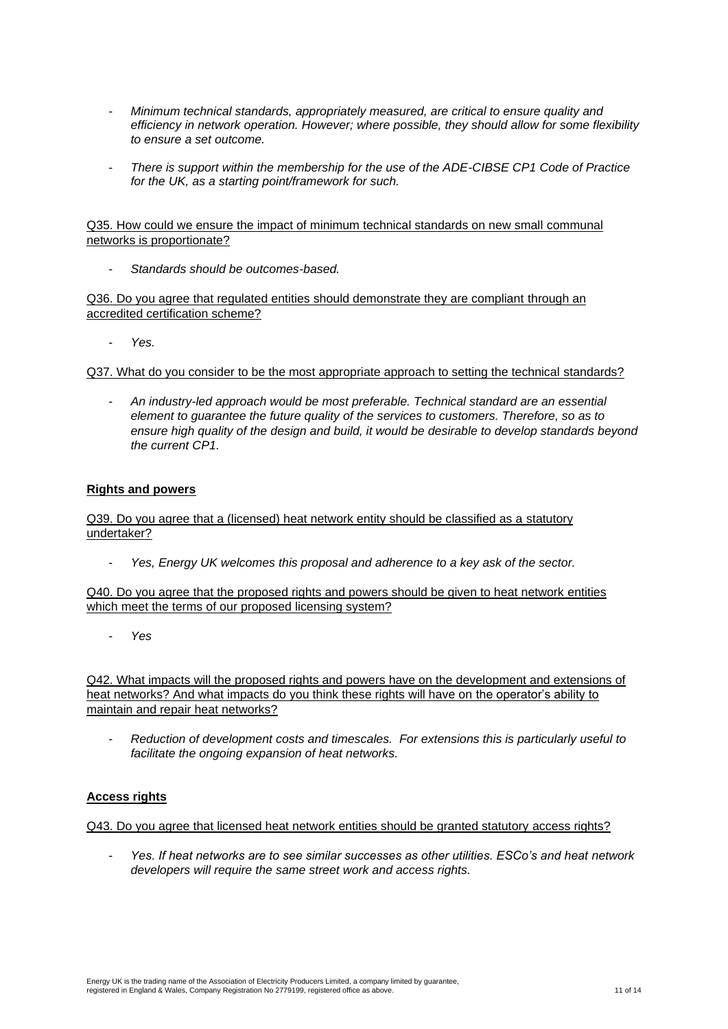- *Minimum technical standards, appropriately measured, are critical to ensure quality and efficiency in network operation. However; where possible, they should allow for some flexibility to ensure a set outcome.*

- *There is support within the membership for the use of the ADE-CIBSE CP1 Code of Practice for the UK, as a starting point/framework for such.*

Q35. How could we ensure the impact of minimum technical standards on new small communal networks is proportionate?

- *Standards should be outcomes-based.*

Q36. Do you agree that regulated entities should demonstrate they are compliant through an accredited certification scheme?

- *Yes.*

Q37. What do you consider to be the most appropriate approach to setting the technical standards?

- *An industry-led approach would be most preferable. Technical standard are an essential element to guarantee the future quality of the services to customers. Therefore, so as to ensure high quality of the design and build, it would be desirable to develop standards beyond the current CP1.*

**Rights and powers**

Q39. Do you agree that a (licensed) heat network entity should be classified as a statutory undertaker?

- *Yes, Energy UK welcomes this proposal and adherence to a key ask of the sector.*

Q40. Do you agree that the proposed rights and powers should be given to heat network entities which meet the terms of our proposed licensing system?

- *Yes*

Q42. What impacts will the proposed rights and powers have on the development and extensions of heat networks? And what impacts do you think these rights will have on the operator's ability to maintain and repair heat networks?

- *Reduction of development costs and timescales. For extensions this is particularly useful to facilitate the ongoing expansion of heat networks.*

**Access rights**

Q43. Do you agree that licensed heat network entities should be granted statutory access rights?

- *Yes. If heat networks are to see similar successes as other utilities. ESCo's and heat network developers will require the same street work and access rights.*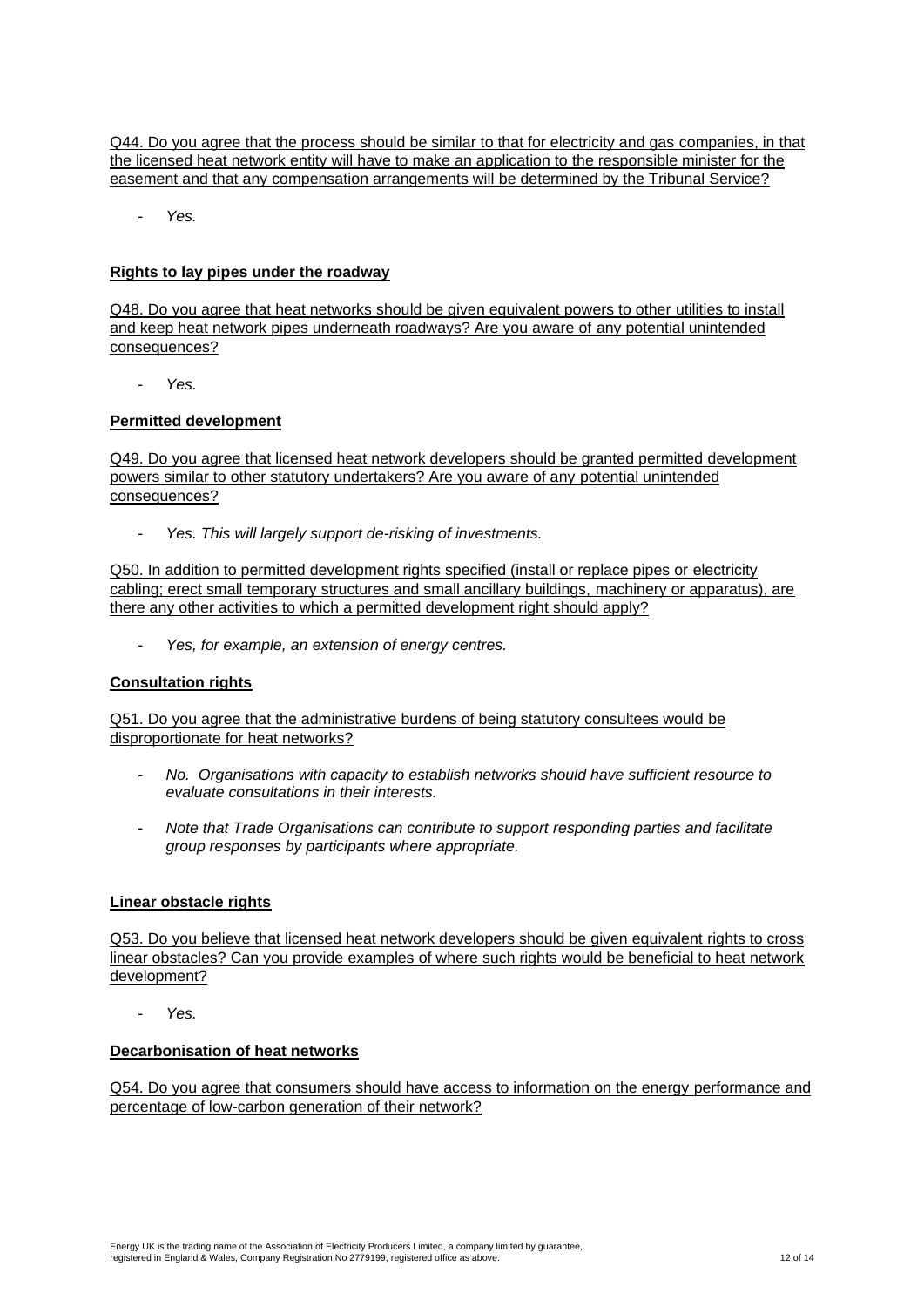Q44. Do you agree that the process should be similar to that for electricity and gas companies, in that the licensed heat network entity will have to make an application to the responsible minister for the easement and that any compensation arrangements will be determined by the Tribunal Service?

- *Yes.*

**Rights to lay pipes under the roadway**

Q48. Do you agree that heat networks should be given equivalent powers to other utilities to install and keep heat network pipes underneath roadways? Are you aware of any potential unintended consequences?

- *Yes.*

**Permitted development**

Q49. Do you agree that licensed heat network developers should be granted permitted development powers similar to other statutory undertakers? Are you aware of any potential unintended consequences?

- *Yes. This will largely support de-risking of investments.*

Q50. In addition to permitted development rights specified (install or replace pipes or electricity cabling; erect small temporary structures and small ancillary buildings, machinery or apparatus), are there any other activities to which a permitted development right should apply?

- *Yes, for example, an extension of energy centres.*

**Consultation rights**

Q51. Do you agree that the administrative burdens of being statutory consultees would be disproportionate for heat networks?

- *No. Organisations with capacity to establish networks should have sufficient resource to evaluate consultations in their interests.*
- *Note that Trade Organisations can contribute to support responding parties and facilitate group responses by participants where appropriate.*

**Linear obstacle rights**

Q53. Do you believe that licensed heat network developers should be given equivalent rights to cross linear obstacles? Can you provide examples of where such rights would be beneficial to heat network development?

- *Yes.*

**Decarbonisation of heat networks**

Q54. Do you agree that consumers should have access to information on the energy performance and percentage of low-carbon generation of their network?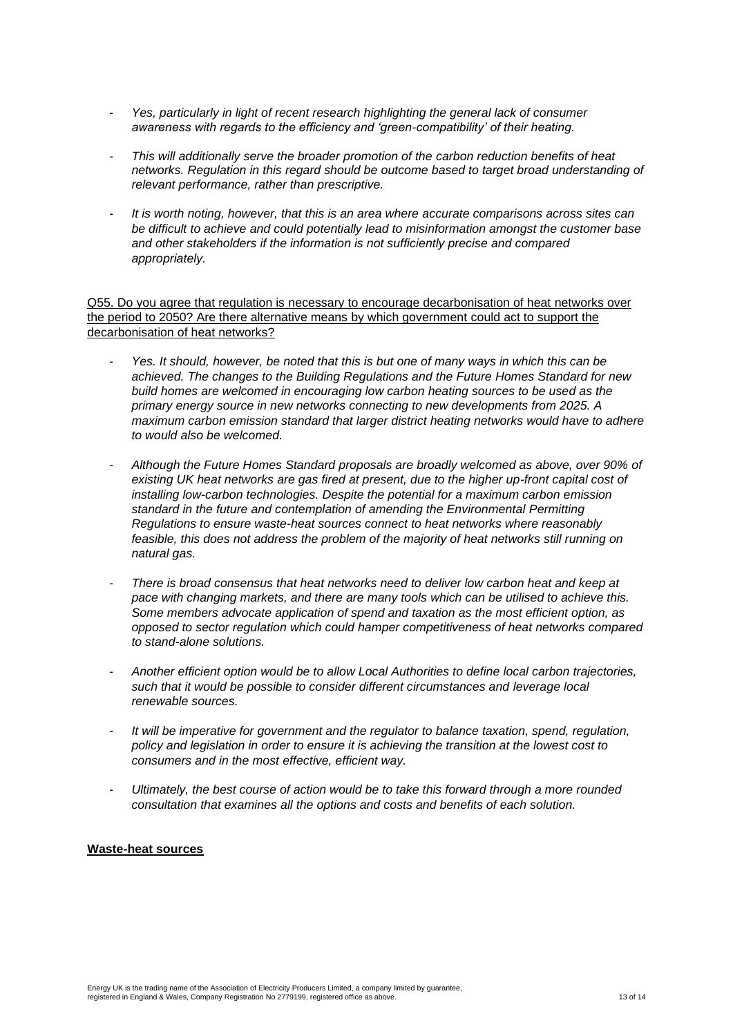- *Yes, particularly in light of recent research highlighting the general lack of consumer awareness with regards to the efficiency and 'green-compatibility' of their heating.*
- *This will additionally serve the broader promotion of the carbon reduction benefits of heat networks. Regulation in this regard should be outcome based to target broad understanding of relevant performance, rather than prescriptive.*
- *It is worth noting, however, that this is an area where accurate comparisons across sites can be difficult to achieve and could potentially lead to misinformation amongst the customer base and other stakeholders if the information is not sufficiently precise and compared appropriately.*

<u>Q55. Do you agree that regulation is necessary to encourage decarbonisation of heat networks over the period to 2050? Are there alternative means by which government could act to support the decarbonisation of heat networks?</u>

- *Yes. It should, however, be noted that this is but one of many ways in which this can be achieved. The changes to the Building Regulations and the Future Homes Standard for new build homes are welcomed in encouraging low carbon heating sources to be used as the primary energy source in new networks connecting to new developments from 2025. A maximum carbon emission standard that larger district heating networks would have to adhere to would also be welcomed.*
- *Although the Future Homes Standard proposals are broadly welcomed as above, over 90% of existing UK heat networks are gas fired at present, due to the higher up-front capital cost of installing low-carbon technologies. Despite the potential for a maximum carbon emission standard in the future and contemplation of amending the Environmental Permitting Regulations to ensure waste-heat sources connect to heat networks where reasonably feasible, this does not address the problem of the majority of heat networks still running on natural gas.*
- *There is broad consensus that heat networks need to deliver low carbon heat and keep at pace with changing markets, and there are many tools which can be utilised to achieve this. Some members advocate application of spend and taxation as the most efficient option, as opposed to sector regulation which could hamper competitiveness of heat networks compared to stand-alone solutions.*
- *Another efficient option would be to allow Local Authorities to define local carbon trajectories, such that it would be possible to consider different circumstances and leverage local renewable sources.*
- *It will be imperative for government and the regulator to balance taxation, spend, regulation, policy and legislation in order to ensure it is achieving the transition at the lowest cost to consumers and in the most effective, efficient way.*
- *Ultimately, the best course of action would be to take this forward through a more rounded consultation that examines all the options and costs and benefits of each solution.*

**<u>Waste-heat sources</u>**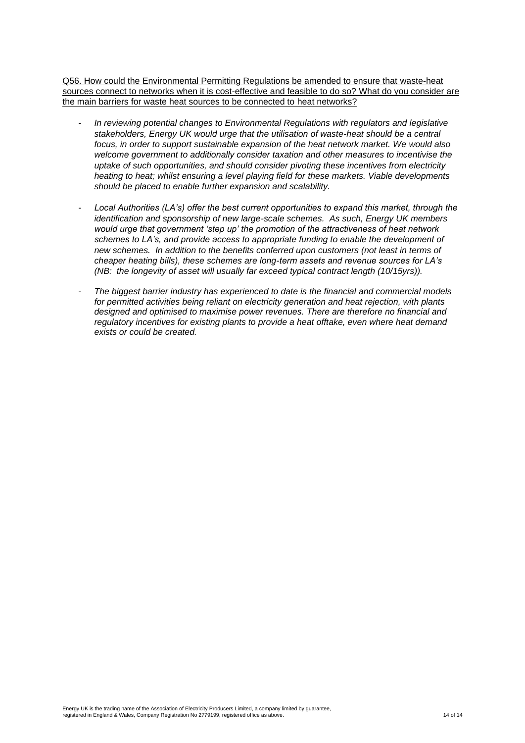<u>Q56. How could the Environmental Permitting Regulations be amended to ensure that waste-heat sources connect to networks when it is cost-effective and feasible to do so? What do you consider are the main barriers for waste heat sources to be connected to heat networks?</u>

- *In reviewing potential changes to Environmental Regulations with regulators and legislative stakeholders, Energy UK would urge that the utilisation of waste-heat should be a central focus, in order to support sustainable expansion of the heat network market. We would also welcome government to additionally consider taxation and other measures to incentivise the uptake of such opportunities, and should consider pivoting these incentives from electricity heating to heat; whilst ensuring a level playing field for these markets. Viable developments should be placed to enable further expansion and scalability.*

- *Local Authorities (LA's) offer the best current opportunities to expand this market, through the identification and sponsorship of new large-scale schemes. As such, Energy UK members would urge that government 'step up' the promotion of the attractiveness of heat network schemes to LA's, and provide access to appropriate funding to enable the development of new schemes. In addition to the benefits conferred upon customers (not least in terms of cheaper heating bills), these schemes are long-term assets and revenue sources for LA's (NB: the longevity of asset will usually far exceed typical contract length (10/15yrs)).*

- *The biggest barrier industry has experienced to date is the financial and commercial models for permitted activities being reliant on electricity generation and heat rejection, with plants designed and optimised to maximise power revenues. There are therefore no financial and regulatory incentives for existing plants to provide a heat offtake, even where heat demand exists or could be created.*

Energy UK is the trading name of the Association of Electricity Producers Limited, a company limited by guarantee, registered in England & Wales, Company Registration No 2779199, registered office as above.